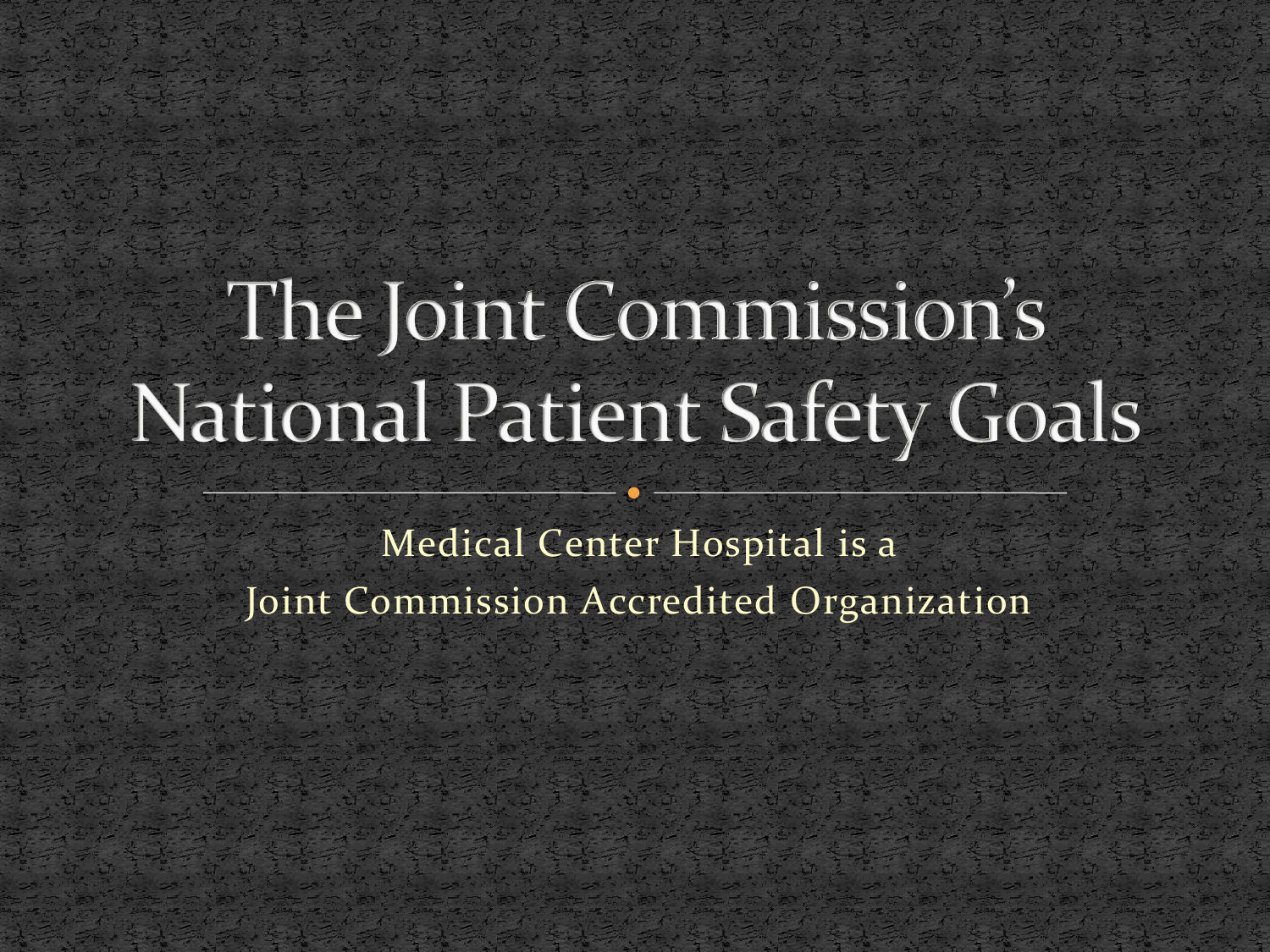# The Joint Commission's National Patient Safety Goals

Medical Center Hospital is a
Joint Commission Accredited Organization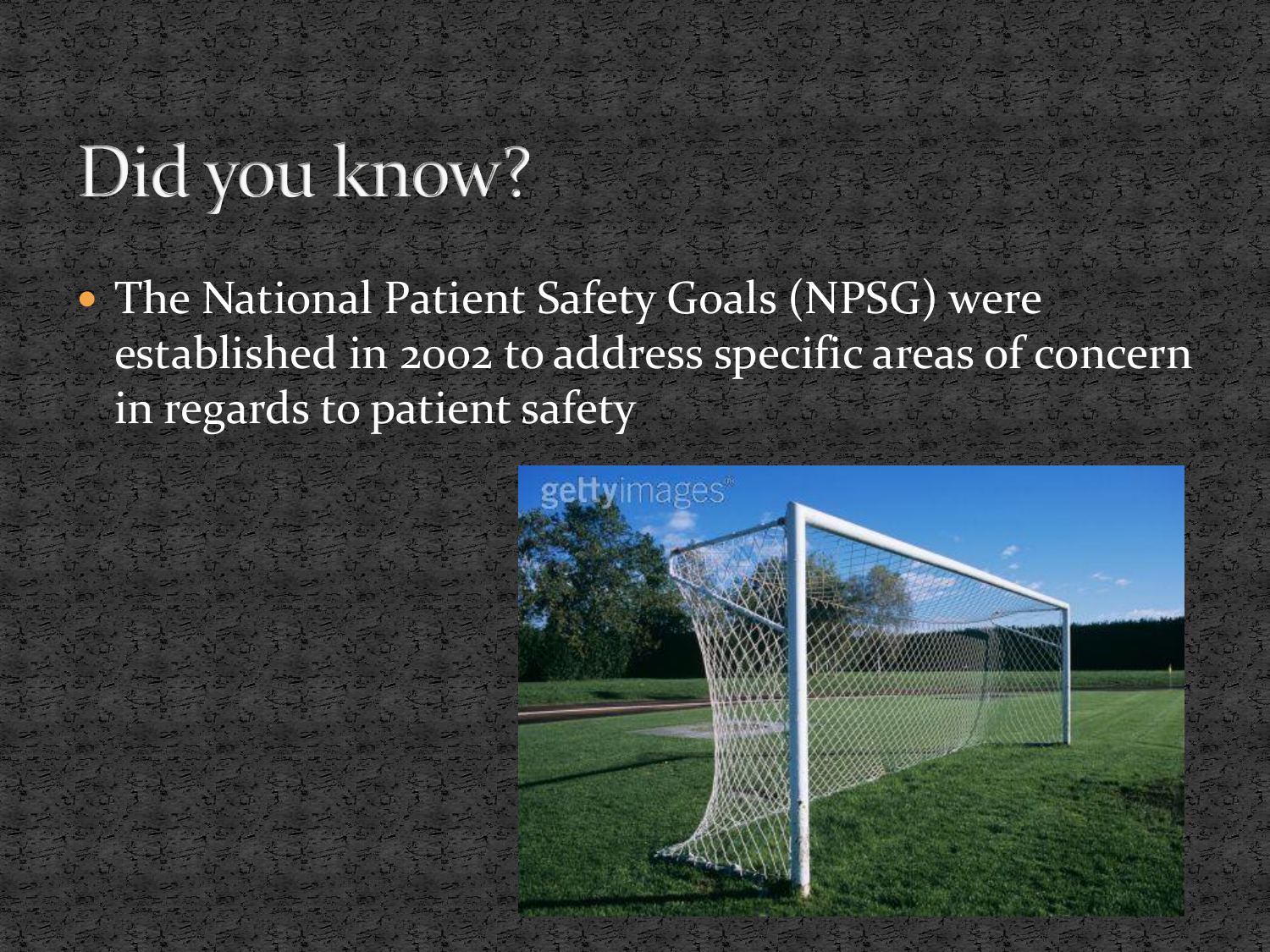# Did you know?

- The National Patient Safety Goals (NPSG) were established in 2002 to address specific areas of concern in regards to patient safety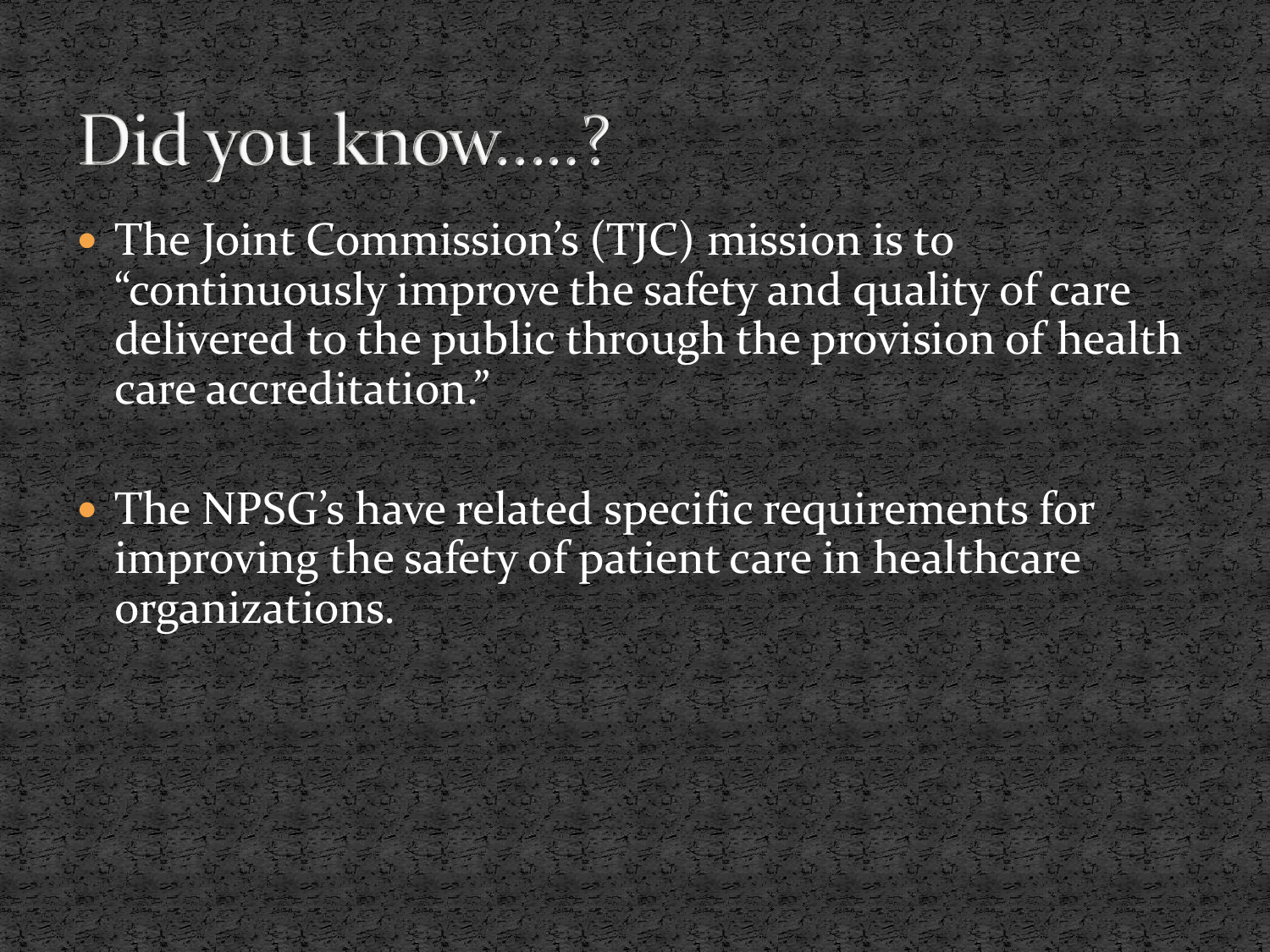# Did you know…..?

- The Joint Commission's (TJC) mission is to "continuously improve the safety and quality of care delivered to the public through the provision of health care accreditation."

- The NPSG's have related specific requirements for improving the safety of patient care in healthcare organizations.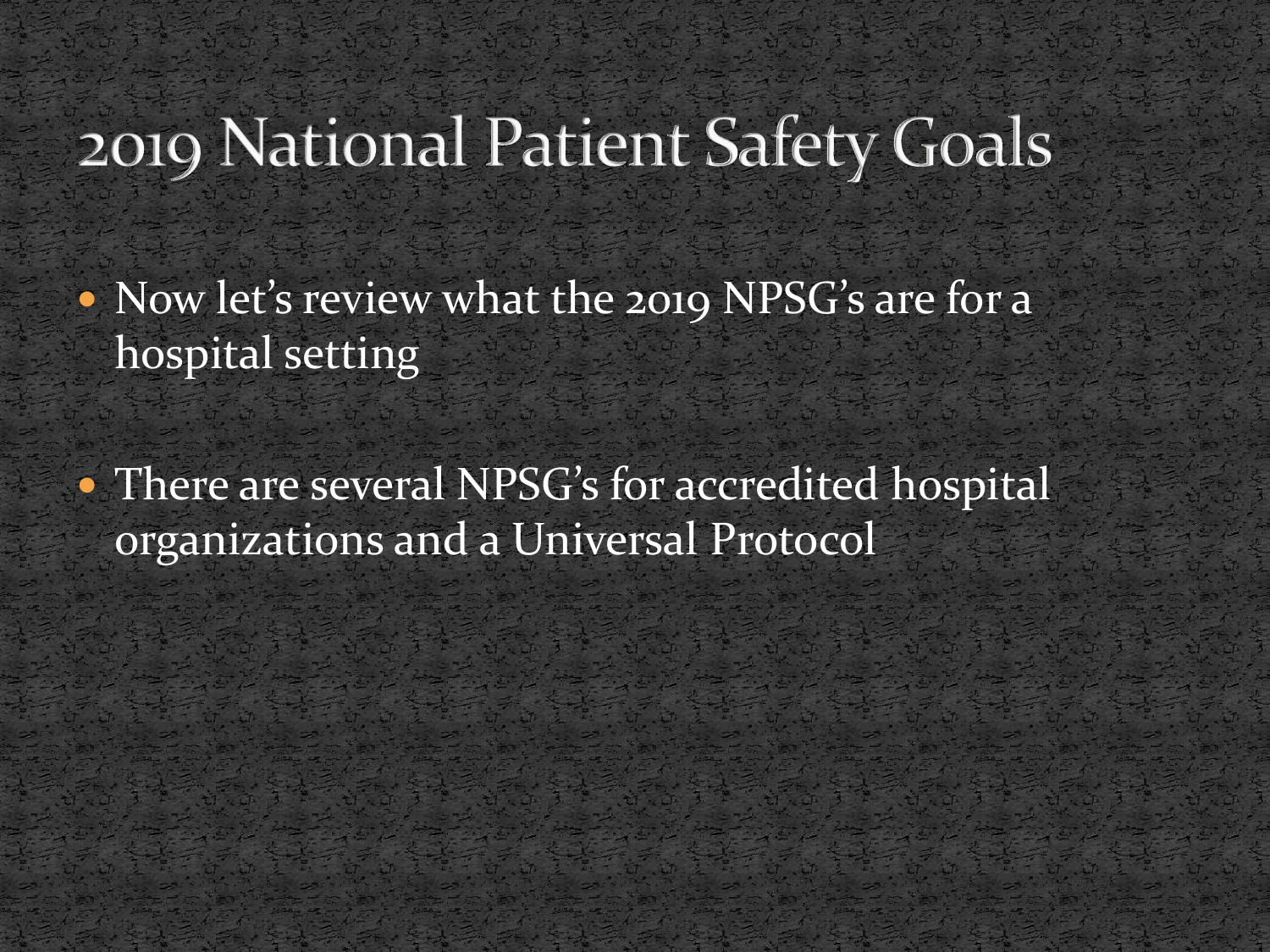# 2019 National Patient Safety Goals

- Now let's review what the 2019 NPSG's are for a hospital setting
- There are several NPSG's for accredited hospital organizations and a Universal Protocol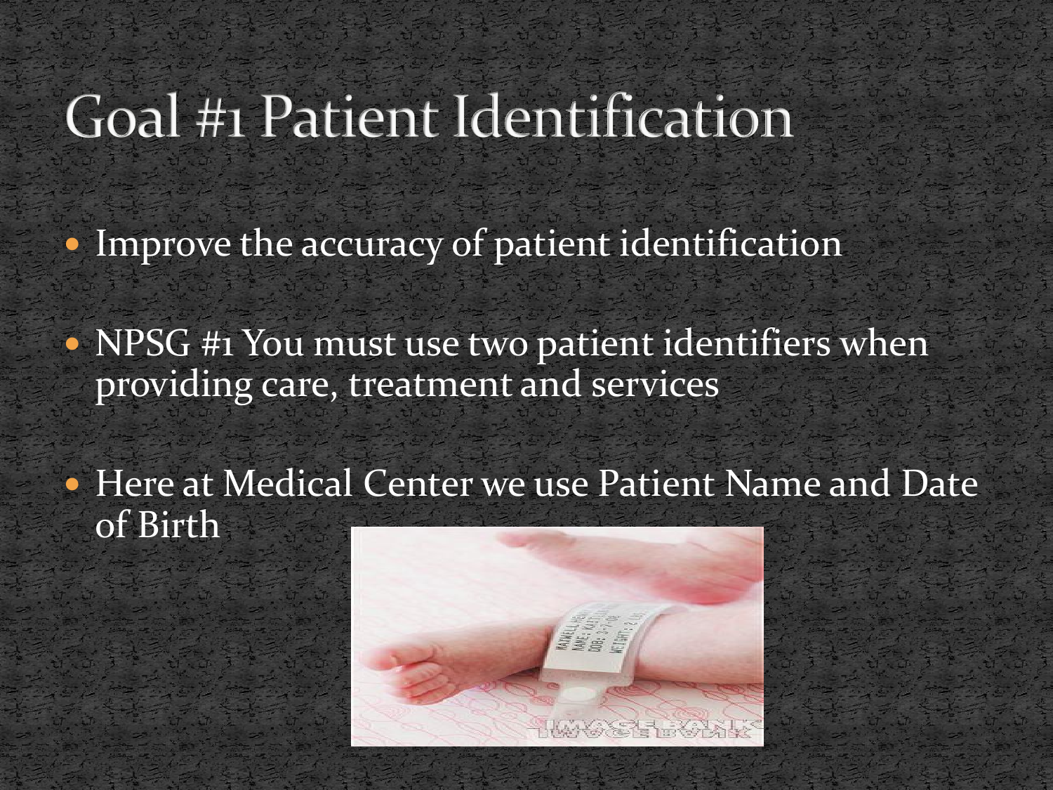# Goal #1 Patient Identification

- Improve the accuracy of patient identification
- NPSG #1 You must use two patient identifiers when providing care, treatment and services
- Here at Medical Center we use Patient Name and Date of Birth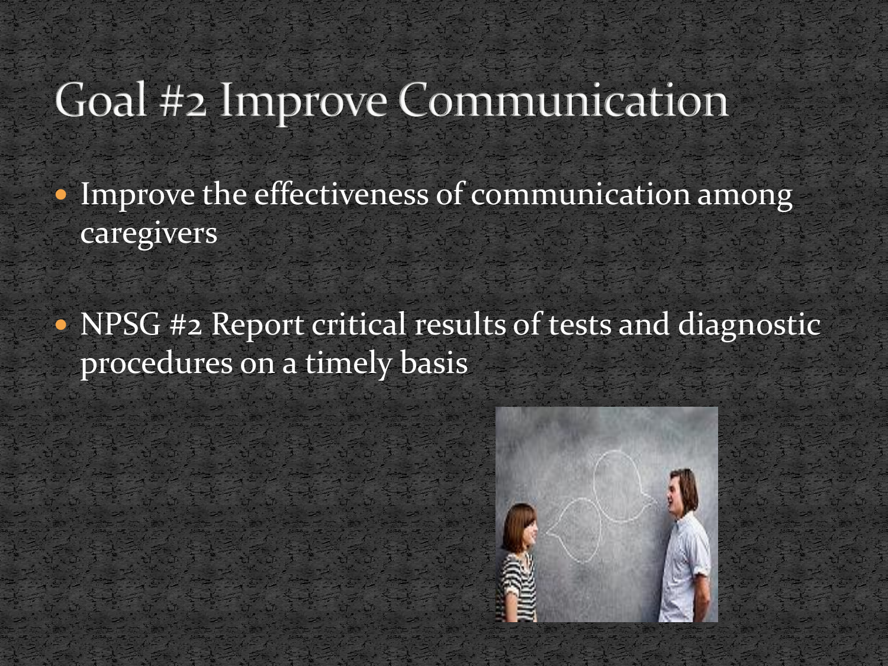# Goal #2 Improve Communication

- Improve the effectiveness of communication among caregivers
- NPSG #2 Report critical results of tests and diagnostic procedures on a timely basis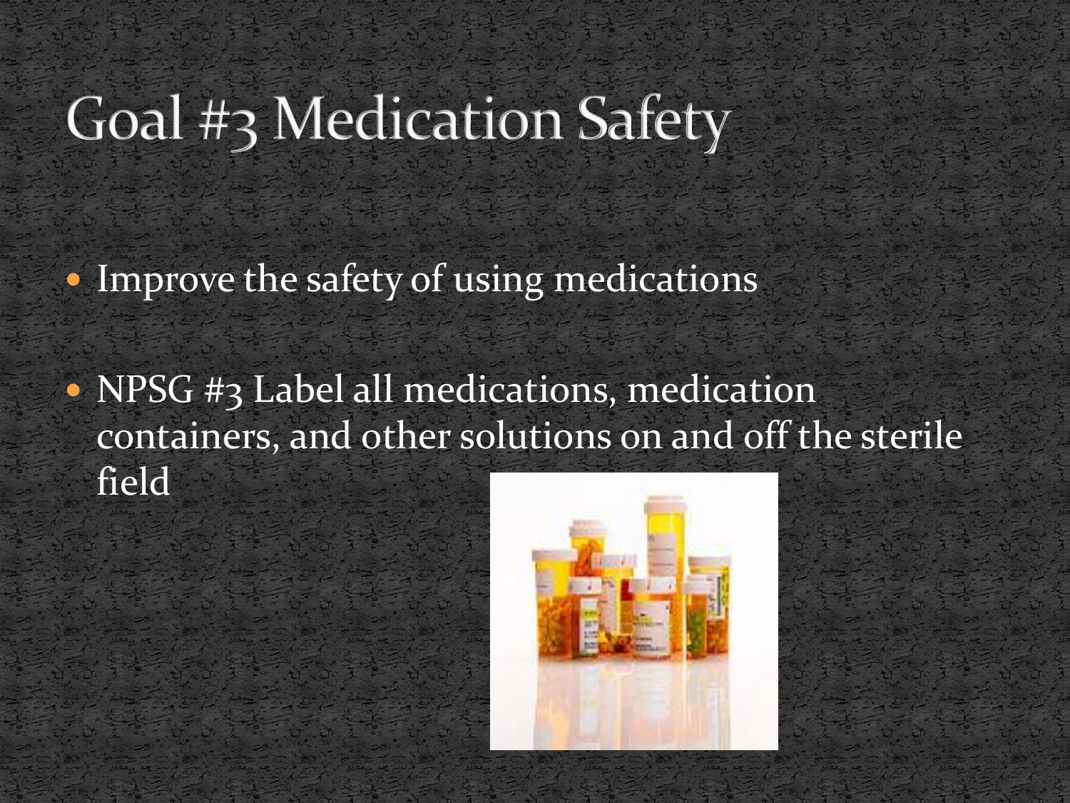# Goal #3 Medication Safety

- Improve the safety of using medications
- NPSG #3 Label all medications, medication containers, and other solutions on and off the sterile field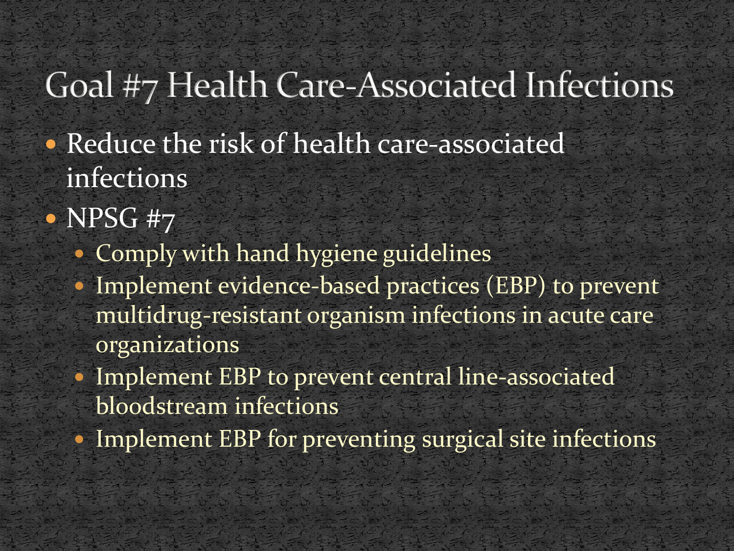# Goal #7 Health Care-Associated Infections

- Reduce the risk of health care-associated infections
- NPSG #7
  - Comply with hand hygiene guidelines
  - Implement evidence-based practices (EBP) to prevent multidrug-resistant organism infections in acute care organizations
  - Implement EBP to prevent central line-associated bloodstream infections
  - Implement EBP for preventing surgical site infections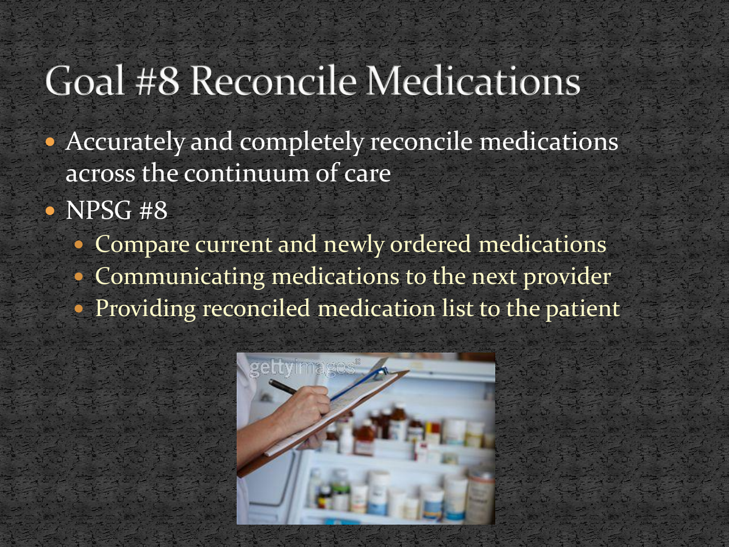# Goal #8 Reconcile Medications

- Accurately and completely reconcile medications across the continuum of care
- NPSG #8
  - Compare current and newly ordered medications
  - Communicating medications to the next provider
  - Providing reconciled medication list to the patient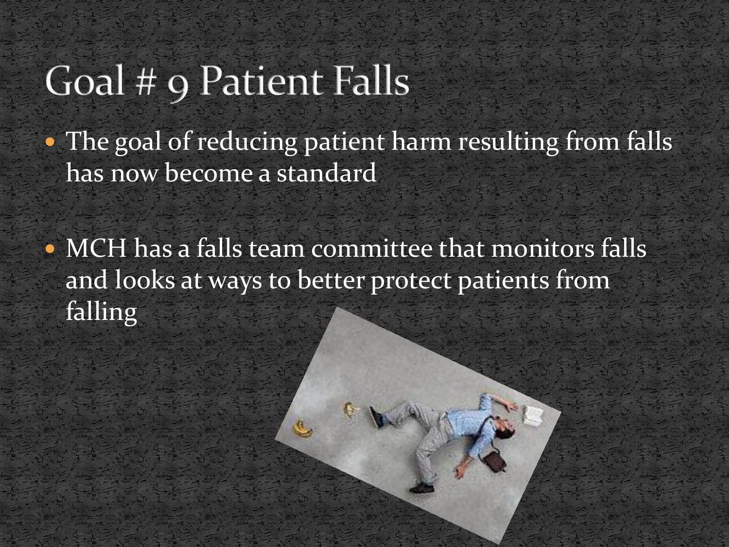# Goal # 9 Patient Falls

- The goal of reducing patient harm resulting from falls has now become a standard
- MCH has a falls team committee that monitors falls and looks at ways to better protect patients from falling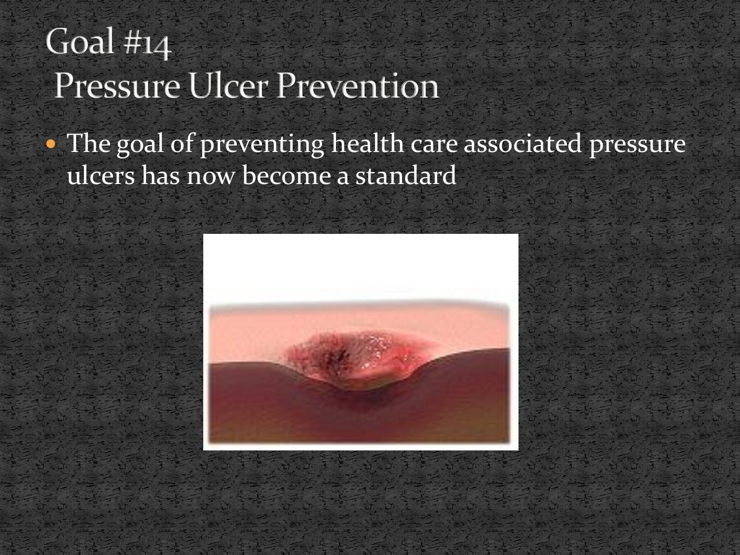# Goal #14 Pressure Ulcer Prevention

- The goal of preventing health care associated pressure ulcers has now become a standard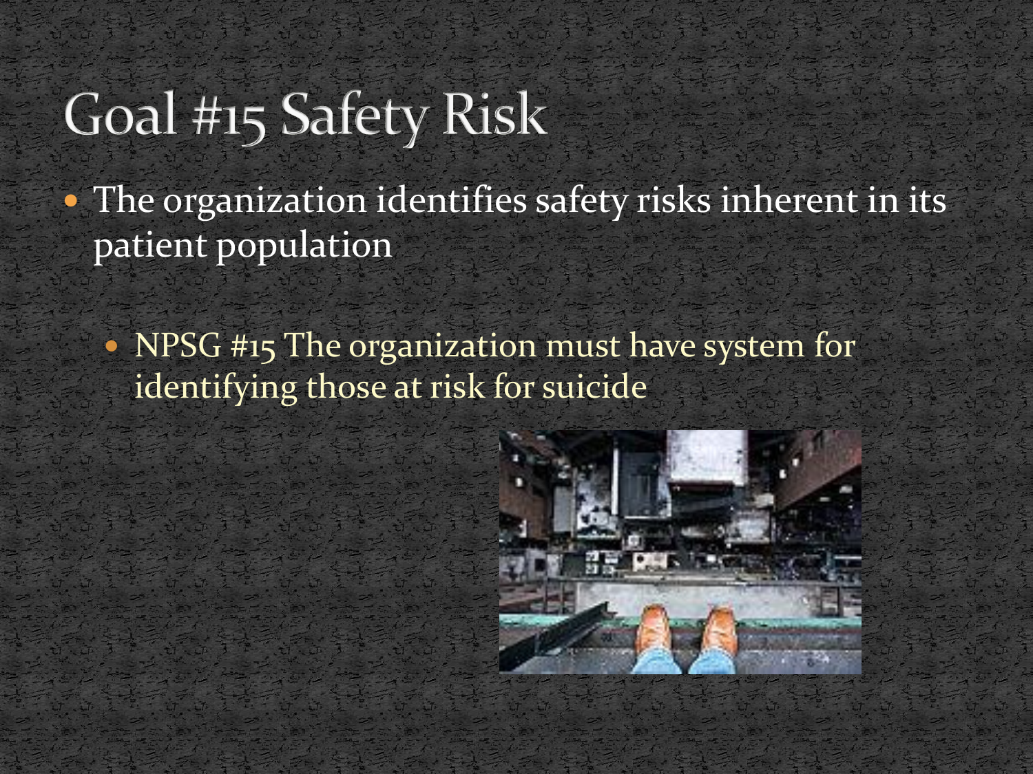# Goal #15 Safety Risk

- The organization identifies safety risks inherent in its patient population
  - NPSG #15 The organization must have system for identifying those at risk for suicide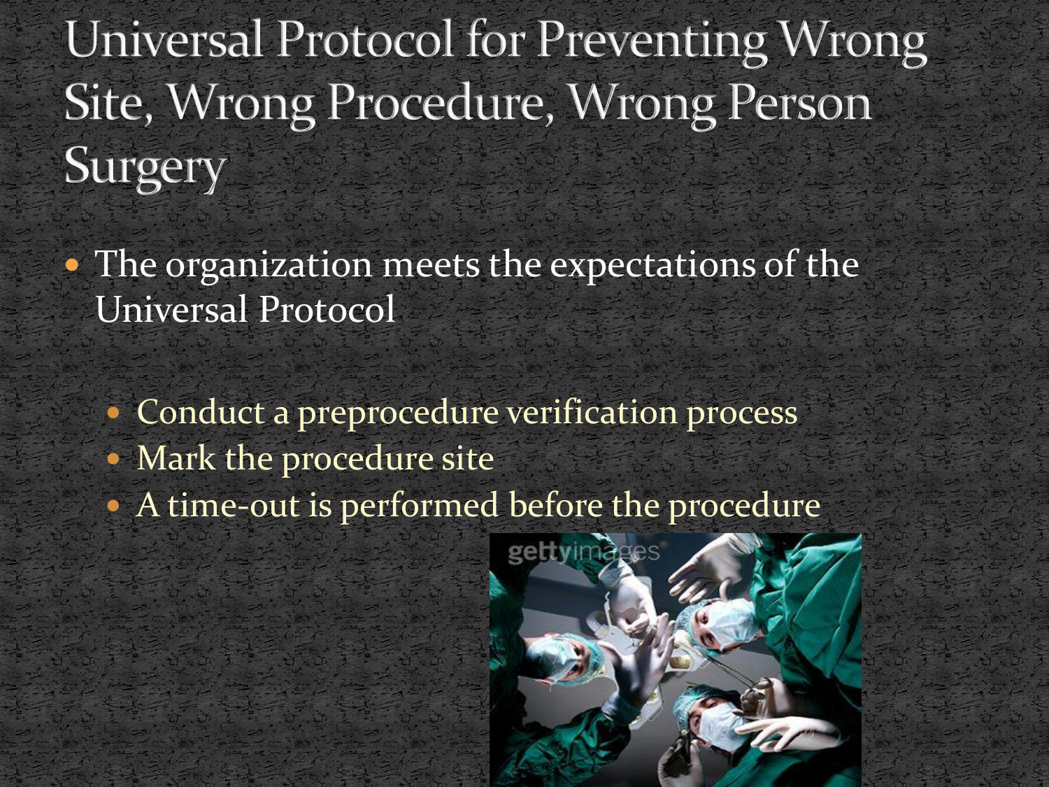# Universal Protocol for Preventing Wrong Site, Wrong Procedure, Wrong Person Surgery

- The organization meets the expectations of the Universal Protocol
  - Conduct a preprocedure verification process
  - Mark the procedure site
  - A time-out is performed before the procedure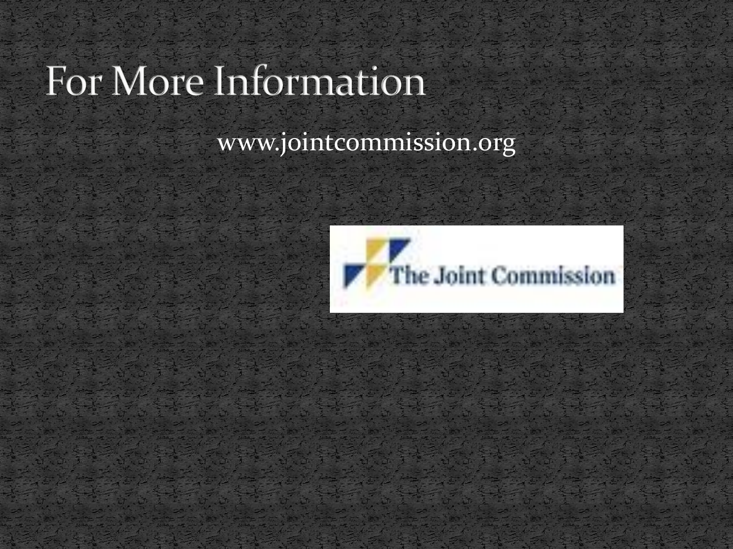# For More Information

www.jointcommission.org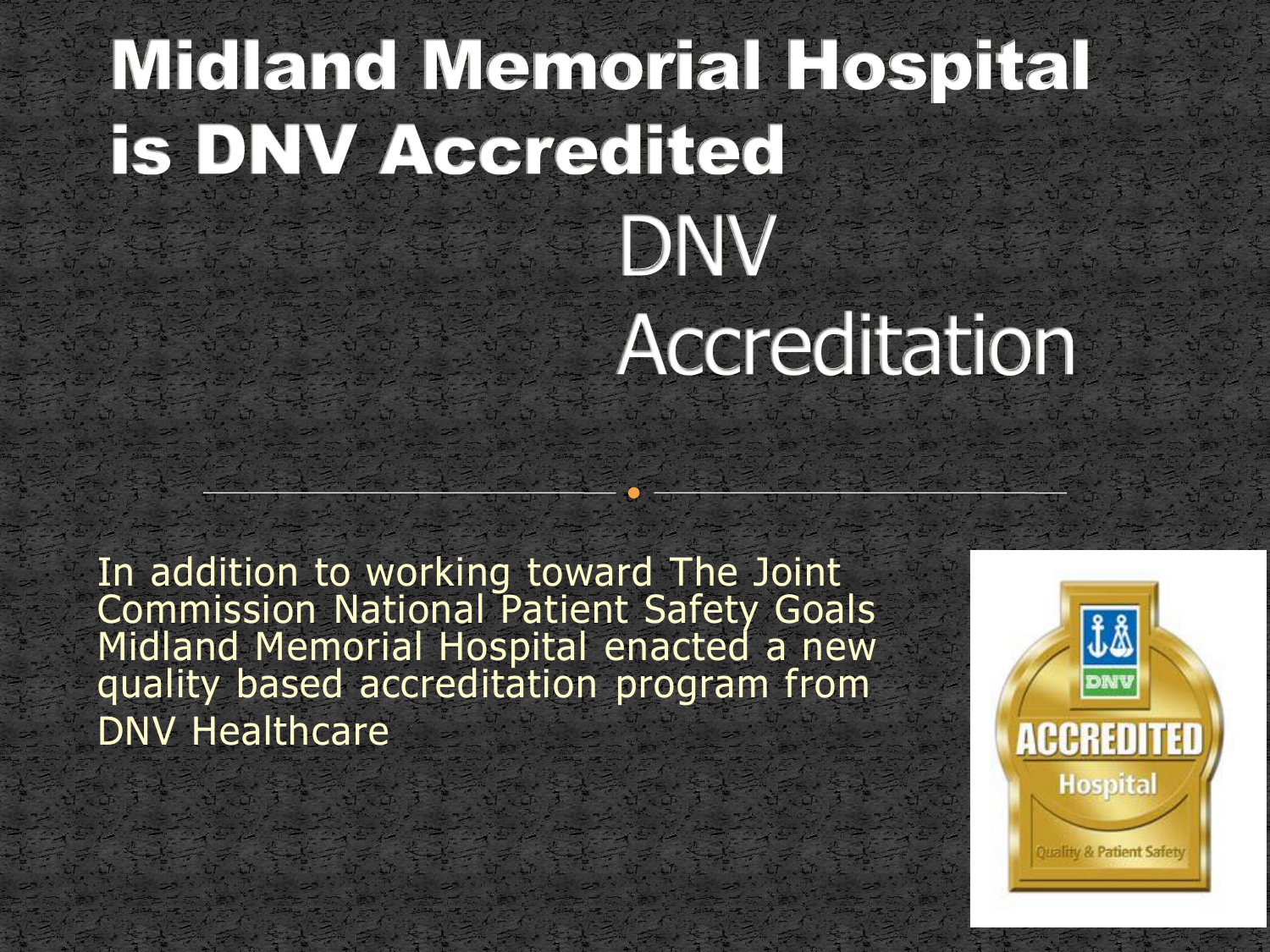# Midland Memorial Hospital is DNV Accredited

## DNV Accreditation

In addition to working toward The Joint Commission National Patient Safety Goals Midland Memorial Hospital enacted a new quality based accreditation program from DNV Healthcare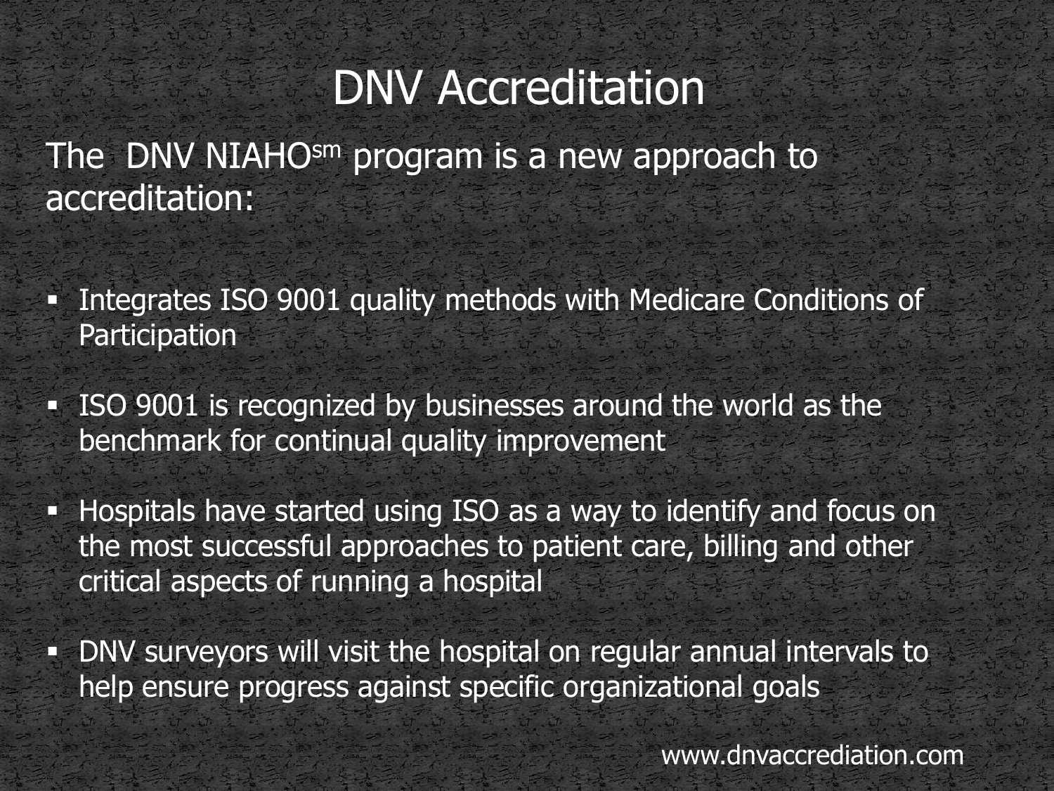# DNV Accreditation

The DNV NIAHO[sm] program is a new approach to accreditation:

- Integrates ISO 9001 quality methods with Medicare Conditions of Participation
- ISO 9001 is recognized by businesses around the world as the benchmark for continual quality improvement
- Hospitals have started using ISO as a way to identify and focus on the most successful approaches to patient care, billing and other critical aspects of running a hospital
- DNV surveyors will visit the hospital on regular annual intervals to help ensure progress against specific organizational goals

www.dnvaccrediation.com